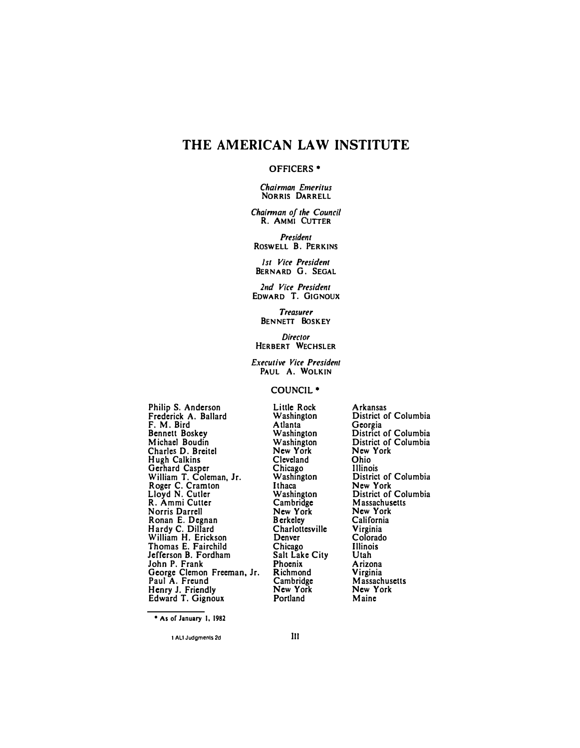# THE AMERICAN LAW INSTITUTE

## OFFICERS *

*Chairman Emeritus*
NORRIS DARRELL

*Chairman of the Council*
R. AMMI CUTTER

*President*
ROSWELL B. PERKINS

*1st Vice President*
BERNARD G. SEGAL

*2nd Vice President*
EDWARD T. GIGNOUX

*Treasurer*
BENNETT BOSKEY

*Director*
HERBERT WECHSLER

*Executive Vice President*
PAUL A. WOLKIN

## COUNCIL *

| | | |
|---|---|---|
| Philip S. Anderson | Little Rock | Arkansas |
| Frederick A. Ballard | Washington | District of Columbia |
| F. M. Bird | Atlanta | Georgia |
| Bennett Boskey | Washington | District of Columbia |
| Michael Boudin | Washington | District of Columbia |
| Charles D. Breitel | New York | New York |
| Hugh Calkins | Cleveland | Ohio |
| Gerhard Casper | Chicago | Illinois |
| William T. Coleman, Jr. | Washington | District of Columbia |
| Roger C. Cramton | Ithaca | New York |
| Lloyd N. Cutler | Washington | District of Columbia |
| R. Ammi Cutter | Cambridge | Massachusetts |
| Norris Darrell | New York | New York |
| Ronan E. Degnan | Berkeley | California |
| Hardy C. Dillard | Charlottesville | Virginia |
| William H. Erickson | Denver | Colorado |
| Thomas E. Fairchild | Chicago | Illinois |
| Jefferson B. Fordham | Salt Lake City | Utah |
| John P. Frank | Phoenix | Arizona |
| George Clemon Freeman, Jr. | Richmond | Virginia |
| Paul A. Freund | Cambridge | Massachusetts |
| Henry J. Friendly | New York | New York |
| Edward T. Gignoux | Portland | Maine |

* As of January 1, 1982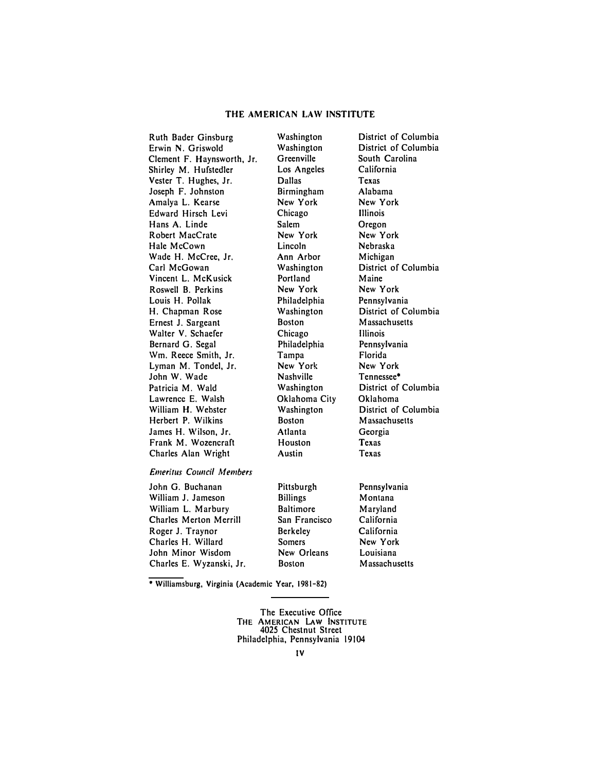## THE AMERICAN LAW INSTITUTE

| | | |
|---|---|---|
| Ruth Bader Ginsburg | Washington | District of Columbia |
| Erwin N. Griswold | Washington | District of Columbia |
| Clement F. Haynsworth, Jr. | Greenville | South Carolina |
| Shirley M. Hufstedler | Los Angeles | California |
| Vester T. Hughes, Jr. | Dallas | Texas |
| Joseph F. Johnston | Birmingham | Alabama |
| Amalya L. Kearse | New York | New York |
| Edward Hirsch Levi | Chicago | Illinois |
| Hans A. Linde | Salem | Oregon |
| Robert MacCrate | New York | New York |
| Hale McCown | Lincoln | Nebraska |
| Wade H. McCree, Jr. | Ann Arbor | Michigan |
| Carl McGowan | Washington | District of Columbia |
| Vincent L. McKusick | Portland | Maine |
| Roswell B. Perkins | New York | New York |
| Louis H. Pollak | Philadelphia | Pennsylvania |
| H. Chapman Rose | Washington | District of Columbia |
| Ernest J. Sargeant | Boston | Massachusetts |
| Walter V. Schaefer | Chicago | Illinois |
| Bernard G. Segal | Philadelphia | Pennsylvania |
| Wm. Reece Smith, Jr. | Tampa | Florida |
| Lyman M. Tondel, Jr. | New York | New York |
| John W. Wade | Nashville | Tennessee* |
| Patricia M. Wald | Washington | District of Columbia |
| Lawrence E. Walsh | Oklahoma City | Oklahoma |
| William H. Webster | Washington | District of Columbia |
| Herbert P. Wilkins | Boston | Massachusetts |
| James H. Wilson, Jr. | Atlanta | Georgia |
| Frank M. Wozencraft | Houston | Texas |
| Charles Alan Wright | Austin | Texas |

*Emeritus Council Members*

| | | |
|---|---|---|
| John G. Buchanan | Pittsburgh | Pennsylvania |
| William J. Jameson | Billings | Montana |
| William L. Marbury | Baltimore | Maryland |
| Charles Merton Merrill | San Francisco | California |
| Roger J. Traynor | Berkeley | California |
| Charles H. Willard | Somers | New York |
| John Minor Wisdom | New Orleans | Louisiana |
| Charles E. Wyzanski, Jr. | Boston | Massachusetts |

\* Williamsburg, Virginia (Academic Year, 1981-82)

The Executive Office
THE AMERICAN LAW INSTITUTE
4025 Chestnut Street
Philadelphia, Pennsylvania 19104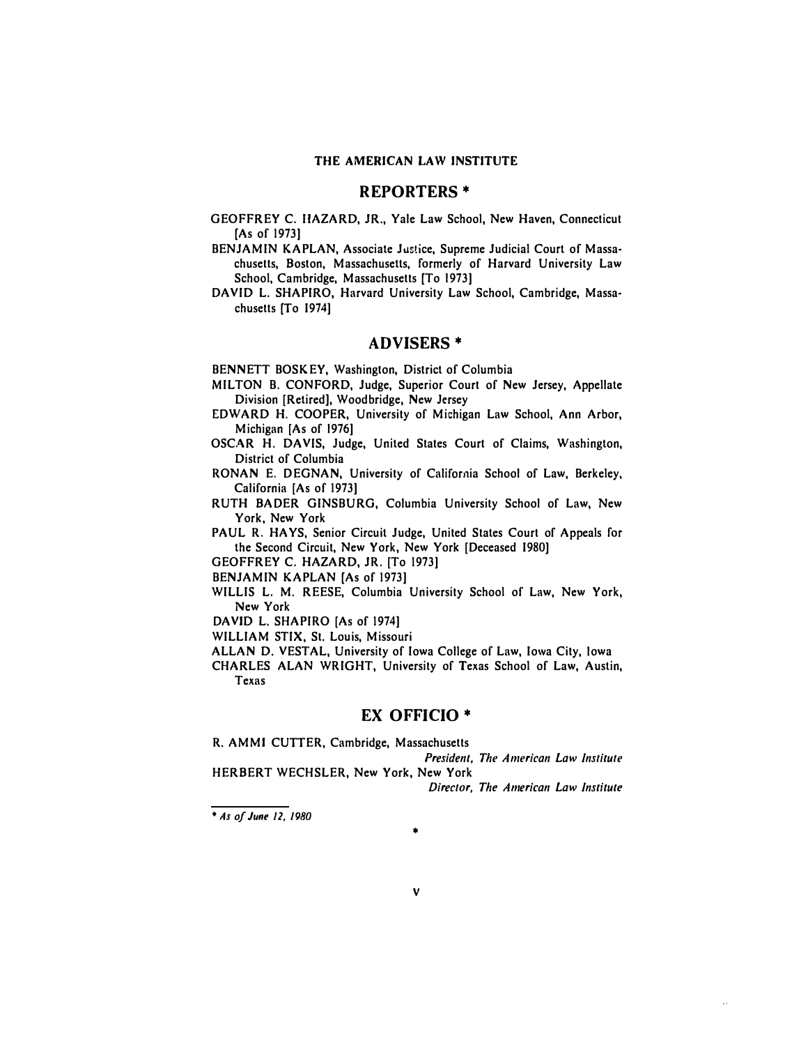THE AMERICAN LAW INSTITUTE

## REPORTERS *

GEOFFREY C. HAZARD, JR., Yale Law School, New Haven, Connecticut [As of 1973]

BENJAMIN KAPLAN, Associate Justice, Supreme Judicial Court of Massachusetts, Boston, Massachusetts, formerly of Harvard University Law School, Cambridge, Massachusetts [To 1973]

DAVID L. SHAPIRO, Harvard University Law School, Cambridge, Massachusetts [To 1974]

## ADVISERS *

BENNETT BOSKEY, Washington, District of Columbia

MILTON B. CONFORD, Judge, Superior Court of New Jersey, Appellate Division [Retired], Woodbridge, New Jersey

EDWARD H. COOPER, University of Michigan Law School, Ann Arbor, Michigan [As of 1976]

OSCAR H. DAVIS, Judge, United States Court of Claims, Washington, District of Columbia

RONAN E. DEGNAN, University of California School of Law, Berkeley, California [As of 1973]

RUTH BADER GINSBURG, Columbia University School of Law, New York, New York

PAUL R. HAYS, Senior Circuit Judge, United States Court of Appeals for the Second Circuit, New York, New York [Deceased 1980]

GEOFFREY C. HAZARD, JR. [To 1973]

BENJAMIN KAPLAN [As of 1973]

WILLIS L. M. REESE, Columbia University School of Law, New York, New York

DAVID L. SHAPIRO [As of 1974]

WILLIAM STIX, St. Louis, Missouri

ALLAN D. VESTAL, University of Iowa College of Law, Iowa City, Iowa

CHARLES ALAN WRIGHT, University of Texas School of Law, Austin, Texas

## EX OFFICIO *

R. AMMI CUTTER, Cambridge, Massachusetts
*President, The American Law Institute*

HERBERT WECHSLER, New York, New York
*Director, The American Law Institute*

---

*\* As of June 12, 1980*